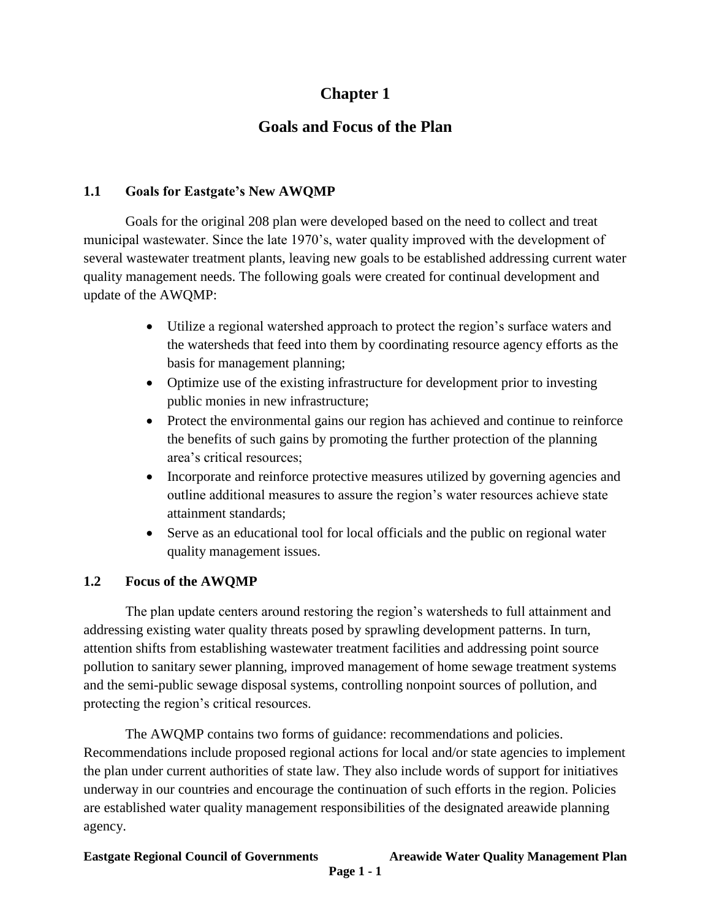# Chapter 1

# Goals and Focus of the Plan

## 1.1 Goals for Eastgate's New AWQMP

Goals for the original 208 plan were developed based on the need to collect and treat municipal wastewater. Since the late 1970's, water quality improved with the development of several wastewater treatment plants, leaving new goals to be established addressing current water quality management needs. The following goals were created for continual development and update of the AWQMP:

- Utilize a regional watershed approach to protect the region's surface waters and the watersheds that feed into them by coordinating resource agency efforts as the basis for management planning;
- Optimize use of the existing infrastructure for development prior to investing public monies in new infrastructure;
- Protect the environmental gains our region has achieved and continue to reinforce the benefits of such gains by promoting the further protection of the planning area's critical resources;
- Incorporate and reinforce protective measures utilized by governing agencies and outline additional measures to assure the region's water resources achieve state attainment standards;
- Serve as an educational tool for local officials and the public on regional water quality management issues.

## 1.2 Focus of the AWQMP

The plan update centers around restoring the region's watersheds to full attainment and addressing existing water quality threats posed by sprawling development patterns. In turn, attention shifts from establishing wastewater treatment facilities and addressing point source pollution to sanitary sewer planning, improved management of home sewage treatment systems and the semi-public sewage disposal systems, controlling nonpoint sources of pollution, and protecting the region's critical resources.

The AWQMP contains two forms of guidance: recommendations and policies. Recommendations include proposed regional actions for local and/or state agencies to implement the plan under current authorities of state law. They also include words of support for initiatives underway in our counties and encourage the continuation of such efforts in the region. Policies are established water quality management responsibilities of the designated areawide planning agency.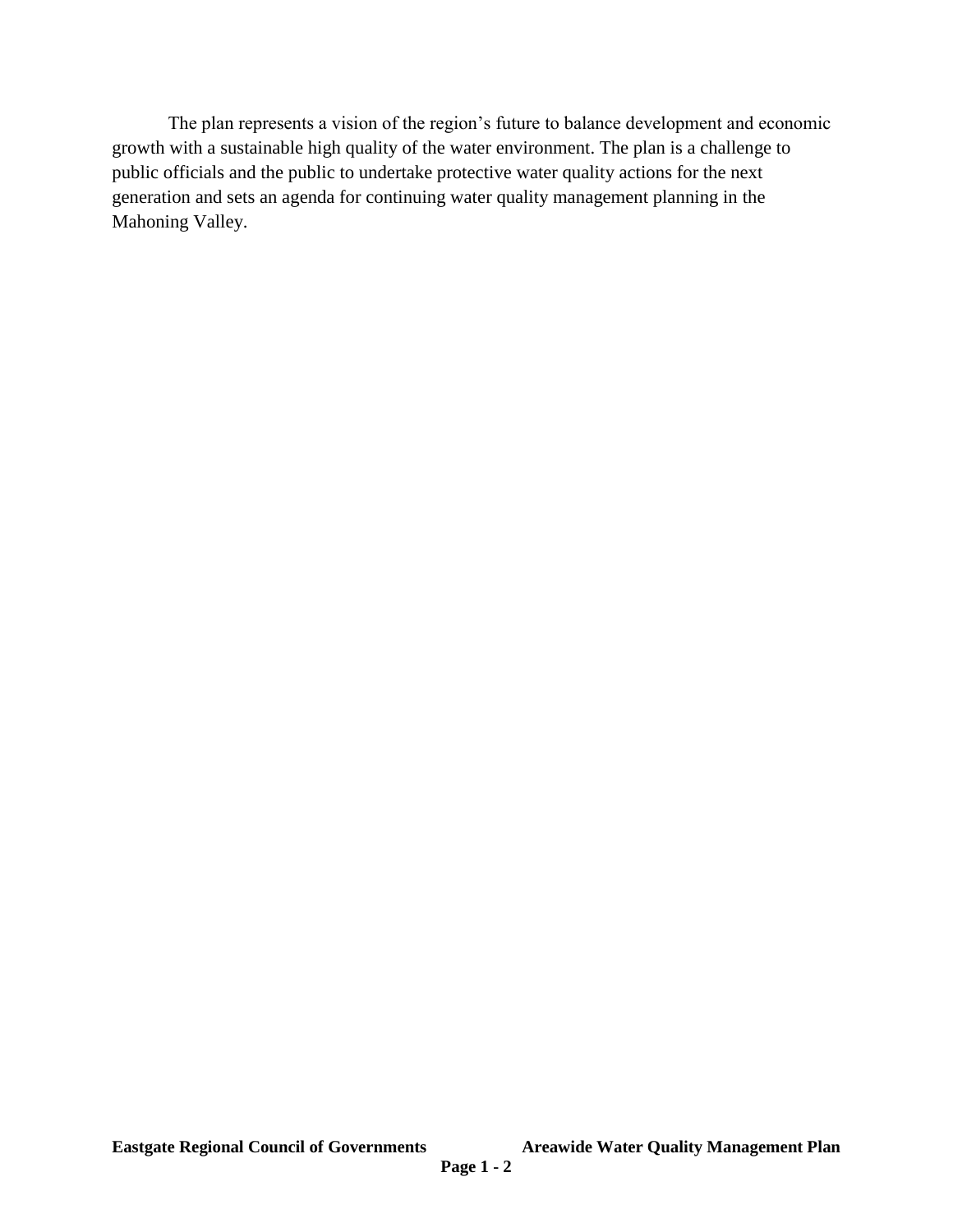The plan represents a vision of the region's future to balance development and economic growth with a sustainable high quality of the water environment. The plan is a challenge to public officials and the public to undertake protective water quality actions for the next generation and sets an agenda for continuing water quality management planning in the Mahoning Valley.